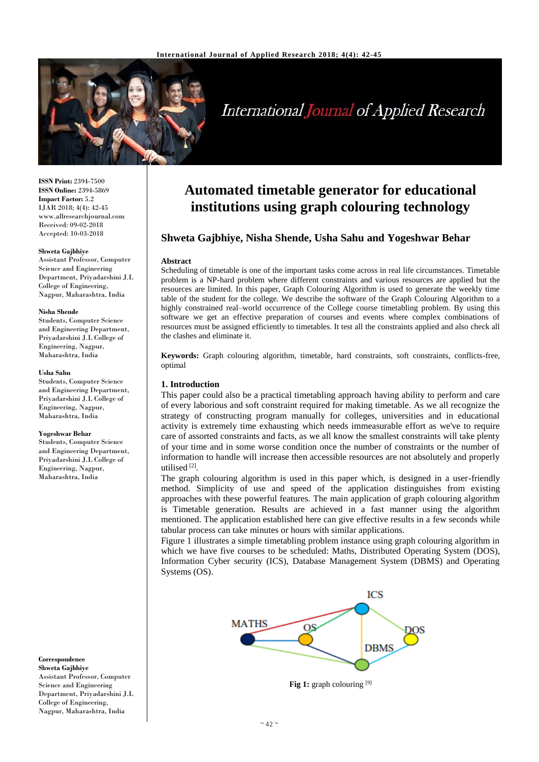# Automated timetable generator for educational institutions using graph colouring technology

## Shweta Gajbhiye, Nisha Shende, Usha Sahu and Yogeshwar Behar

**ISSN Print:** 2394-7500
**ISSN Online:** 2394-5869
**Impact Factor:** 5.2
IJAR 2018; 4(4): 42-45
www.allresearchjournal.com
Received: 09-02-2018
Accepted: 10-03-2018

**Shweta Gajbhiye**
Assistant Professor, Computer Science and Engineering Department, Priyadarshini J.L College of Engineering, Nagpur, Maharashtra, India

**Nisha Shende**
Students, Computer Science and Engineering Department, Priyadarshini J.L College of Engineering, Nagpur, Maharashtra, India

**Usha Sahu**
Students, Computer Science and Engineering Department, Priyadarshini J.L College of Engineering, Nagpur, Maharashtra, India

**Yogeshwar Behar**
Students, Computer Science and Engineering Department, Priyadarshini J.L College of Engineering, Nagpur, Maharashtra, India

**Correspondence**
**Shweta Gajbhiye**
Assistant Professor, Computer Science and Engineering Department, Priyadarshini J.L College of Engineering, Nagpur, Maharashtra, India

### Abstract

Scheduling of timetable is one of the important tasks come across in real life circumstances. Timetable problem is a NP-hard problem where different constraints and various resources are applied but the resources are limited. In this paper, Graph Colouring Algorithm is used to generate the weekly time table of the student for the college. We describe the software of the Graph Colouring Algorithm to a highly constrained real–world occurrence of the College course timetabling problem. By using this software we get an effective preparation of courses and events where complex combinations of resources must be assigned efficiently to timetables. It test all the constraints applied and also check all the clashes and eliminate it.

**Keywords:** Graph colouring algorithm, timetable, hard constraints, soft constraints, conflicts-free, optimal

### 1. Introduction

This paper could also be a practical timetabling approach having ability to perform and care of every laborious and soft constraint required for making timetable. As we all recognize the strategy of constructing program manually for colleges, universities and in educational activity is extremely time exhausting which needs immeasurable effort as we've to require care of assorted constraints and facts, as we all know the smallest constraints will take plenty of your time and in some worse condition once the number of constraints or the number of information to handle will increase then accessible resources are not absolutely and properly utilised [2].

The graph colouring algorithm is used in this paper which, is designed in a user-friendly method. Simplicity of use and speed of the application distinguishes from existing approaches with these powerful features. The main application of graph colouring algorithm is Timetable generation. Results are achieved in a fast manner using the algorithm mentioned. The application established here can give effective results in a few seconds while tabular process can take minutes or hours with similar applications.

Figure 1 illustrates a simple timetabling problem instance using graph colouring algorithm in which we have five courses to be scheduled: Maths, Distributed Operating System (DOS), Information Cyber security (ICS), Database Management System (DBMS) and Operating Systems (OS).

**Fig 1:** graph colouring [9]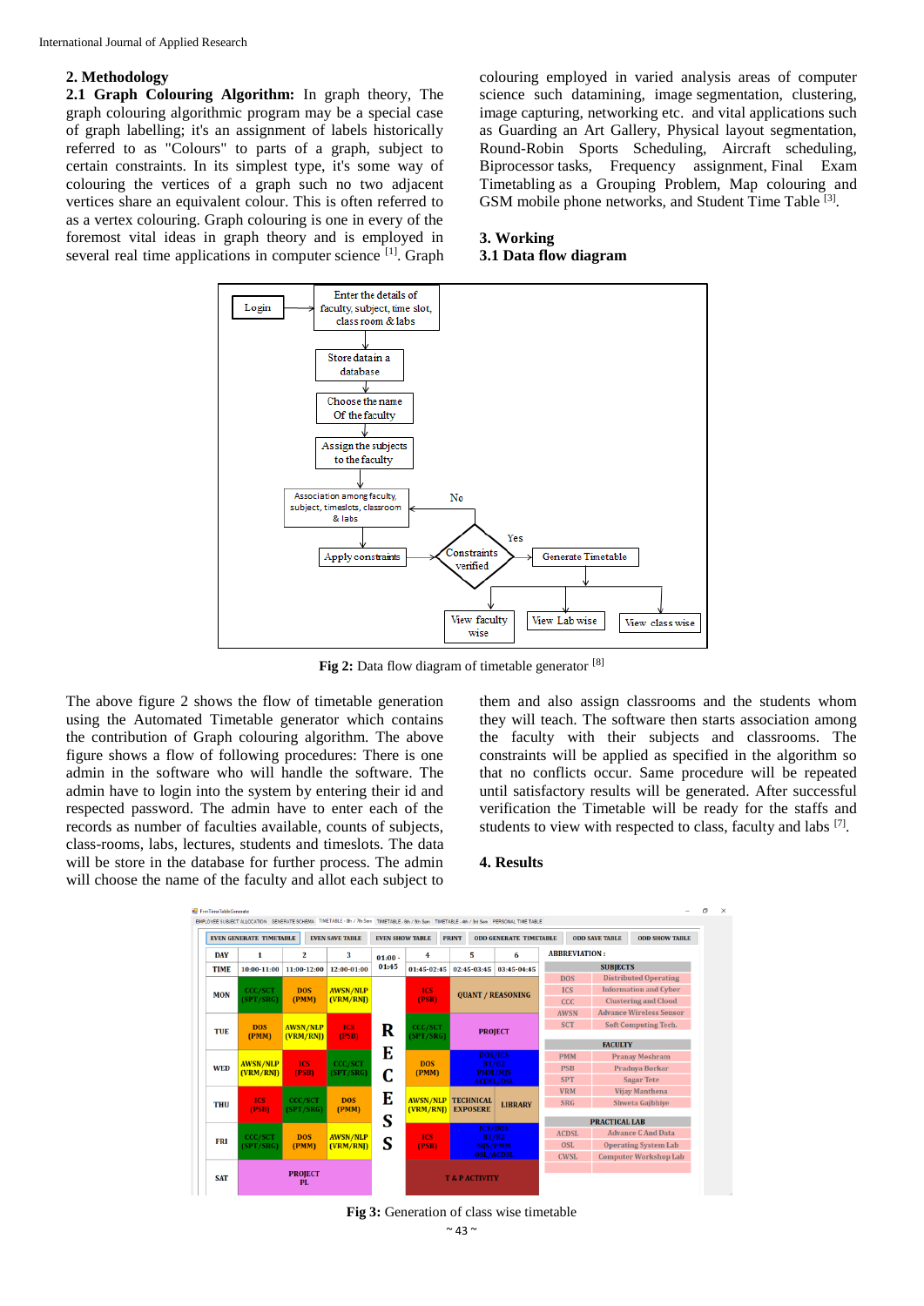## 2. Methodology

**2.1 Graph Colouring Algorithm:** In graph theory, The graph colouring algorithmic program may be a special case of graph labelling; it's an assignment of labels historically referred to as "Colours" to parts of a graph, subject to certain constraints. In its simplest type, it's some way of colouring the vertices of a graph such no two adjacent vertices share an equivalent colour. This is often referred to as a vertex colouring. Graph colouring is one in every of the foremost vital ideas in graph theory and is employed in several real time applications in computer science [1]. Graph colouring employed in varied analysis areas of computer science such datamining, image segmentation, clustering, image capturing, networking etc. and vital applications such as Guarding an Art Gallery, Physical layout segmentation, Round-Robin Sports Scheduling, Aircraft scheduling, Biprocessor tasks, Frequency assignment, Final Exam Timetabling as a Grouping Problem, Map colouring and GSM mobile phone networks, and Student Time Table [3].

## 3. Working

### 3.1 Data flow diagram

**Fig 2:** Data flow diagram of timetable generator [8]

The above figure 2 shows the flow of timetable generation using the Automated Timetable generator which contains the contribution of Graph colouring algorithm. The above figure shows a flow of following procedures: There is one admin in the software who will handle the software. The admin have to login into the system by entering their id and respected password. The admin have to enter each of the records as number of faculties available, counts of subjects, class-rooms, labs, lectures, students and timeslots. The data will be store in the database for further process. The admin will choose the name of the faculty and allot each subject to them and also assign classrooms and the students whom they will teach. The software then starts association among the faculty with their subjects and classrooms. The constraints will be applied as specified in the algorithm so that no conflicts occur. Same procedure will be repeated until satisfactory results will be generated. After successful verification the Timetable will be ready for the staffs and students to view with respected to class, faculty and labs [7].

## 4. Results

**Fig 3:** Generation of class wise timetable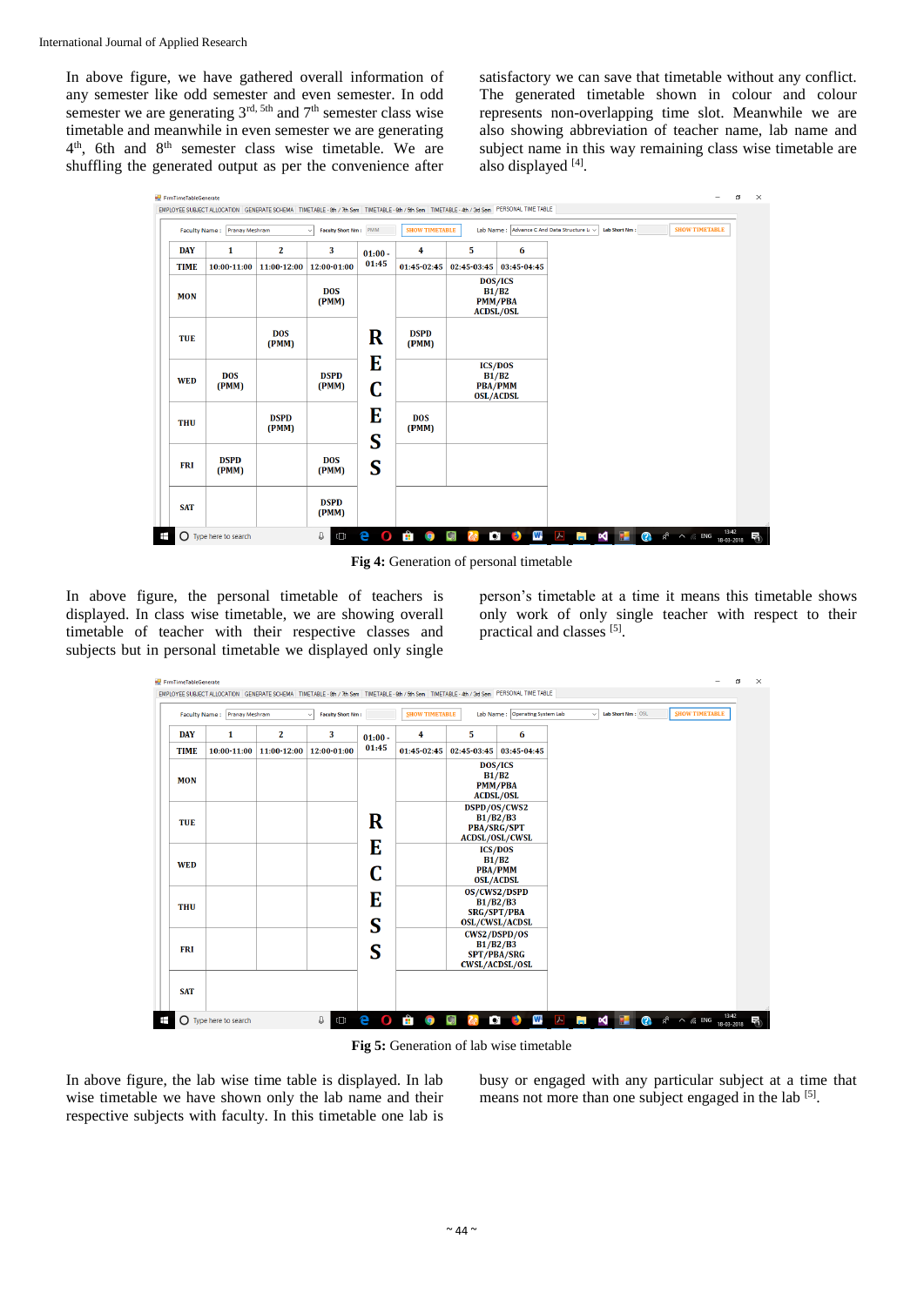In above figure, we have gathered overall information of any semester like odd semester and even semester. In odd semester we are generating 3rd, 5th and 7th semester class wise timetable and meanwhile in even semester we are generating 4th, 6th and 8th semester class wise timetable. We are shuffling the generated output as per the convenience after satisfactory we can save that timetable without any conflict. The generated timetable shown in colour and colour represents non-overlapping time slot. Meanwhile we are also showing abbreviation of teacher name, lab name and subject name in this way remaining class wise timetable are also displayed [4].

| DAY | 1 | 2 | 3 | 01:00 - 01:45 | 4 | 5 | 6 |
|---|---|---|---|---|---|---|---|
| TIME | 10:00-11:00 | 11:00-12:00 | 12:00-01:00 | | 01:45-02:45 | 02:45-03:45 | 03:45-04:45 |
| MON | | | DOS (PMM) | R | | DOS/ICS B1/B2 PMM/PBA ACDSL/OSL | |
| TUE | | DOS (PMM) | | E | DSPD (PMM) | | |
| WED | DOS (PMM) | | DSPD (PMM) | C | | ICS/DOS B1/B2 PBA/PMM OSL/ACDSL | |
| THU | | DSPD (PMM) | | E | DOS (PMM) | | |
| FRI | DSPD (PMM) | | DOS (PMM) | S | | | |
| SAT | | | DSPD (PMM) | S | | | |

**Fig 4:** Generation of personal timetable

In above figure, the personal timetable of teachers is displayed. In class wise timetable, we are showing overall timetable of teacher with their respective classes and subjects but in personal timetable we displayed only single person's timetable at a time it means this timetable shows only work of only single teacher with respect to their practical and classes [5].

| DAY | 1 | 2 | 3 | 01:00 - 01:45 | 4 | 5 | 6 |
|---|---|---|---|---|---|---|---|
| TIME | 10:00-11:00 | 11:00-12:00 | 12:00-01:00 | | 01:45-02:45 | 02:45-03:45 | 03:45-04:45 |
| MON | | | | R | | DOS/ICS B1/B2 PMM/PBA ACDSL/OSL | |
| TUE | | | | E | | DSPD/OS/CWS2 B1/B2/B3 PBA/SRG/SPT ACDSL/OSL/CWSL | |
| WED | | | | C | | ICS/DOS B1/B2 PBA/PMM OSL/ACDSL | |
| THU | | | | E | | OS/CWS2/DSPD B1/B2/B3 SRG/SPT/PBA OSL/CWSL/ACDSL | |
| FRI | | | | S | | CWS2/DSPD/OS B1/B2/B3 SPT/PBA/SRG CWSL/ACDSL/OSL | |
| SAT | | | | S | | | |

**Fig 5:** Generation of lab wise timetable

In above figure, the lab wise time table is displayed. In lab wise timetable we have shown only the lab name and their respective subjects with faculty. In this timetable one lab is busy or engaged with any particular subject at a time that means not more than one subject engaged in the lab [5].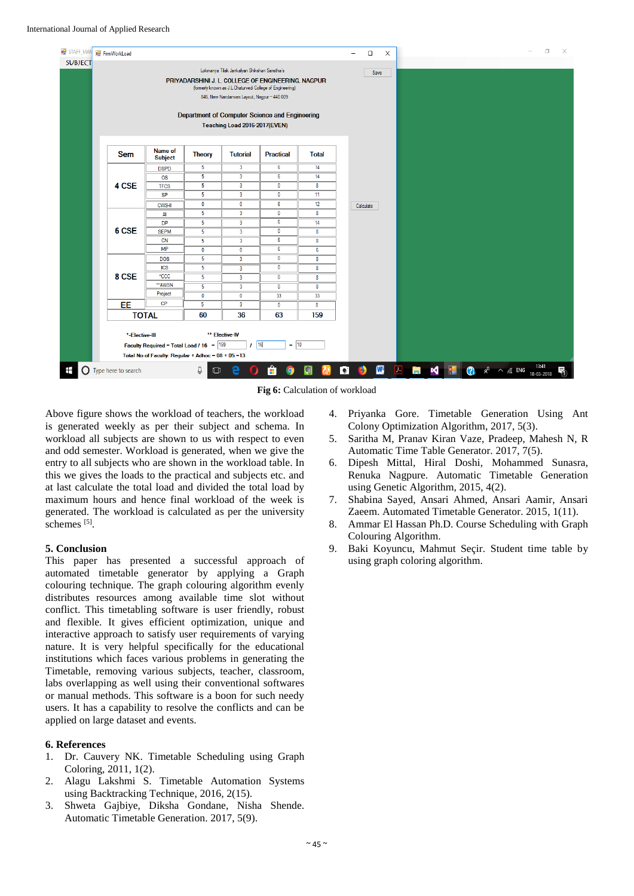Fig 6: Calculation of workload

Above figure shows the workload of teachers, the workload is generated weekly as per their subject and schema. In workload all subjects are shown to us with respect to even and odd semester. Workload is generated, when we give the entry to all subjects who are shown in the workload table. In this we gives the loads to the practical and subjects etc. and at last calculate the total load and divided the total load by maximum hours and hence final workload of the week is generated. The workload is calculated as per the university schemes [5].

## 5. Conclusion

This paper has presented a successful approach of automated timetable generator by applying a Graph colouring technique. The graph colouring algorithm evenly distributes resources among available time slot without conflict. This timetabling software is user friendly, robust and flexible. It gives efficient optimization, unique and interactive approach to satisfy user requirements of varying nature. It is very helpful specifically for the educational institutions which faces various problems in generating the Timetable, removing various subjects, teacher, classroom, labs overlapping as well using their conventional softwares or manual methods. This software is a boon for such needy users. It has a capability to resolve the conflicts and can be applied on large dataset and events.

## 6. References

1. Dr. Cauvery NK. Timetable Scheduling using Graph Coloring, 2011, 1(2).
2. Alagu Lakshmi S. Timetable Automation Systems using Backtracking Technique, 2016, 2(15).
3. Shweta Gajbiye, Diksha Gondane, Nisha Shende. Automatic Timetable Generation. 2017, 5(9).
4. Priyanka Gore. Timetable Generation Using Ant Colony Optimization Algorithm, 2017, 5(3).
5. Saritha M, Pranav Kiran Vaze, Pradeep, Mahesh N, R Automatic Time Table Generator. 2017, 7(5).
6. Dipesh Mittal, Hiral Doshi, Mohammed Sunasra, Renuka Nagpure. Automatic Timetable Generation using Genetic Algorithm, 2015, 4(2).
7. Shabina Sayed, Ansari Ahmed, Ansari Aamir, Ansari Zaeem. Automated Timetable Generator. 2015, 1(11).
8. Ammar El Hassan Ph.D. Course Scheduling with Graph Colouring Algorithm.
9. Baki Koyuncu, Mahmut Seçir. Student time table by using graph coloring algorithm.